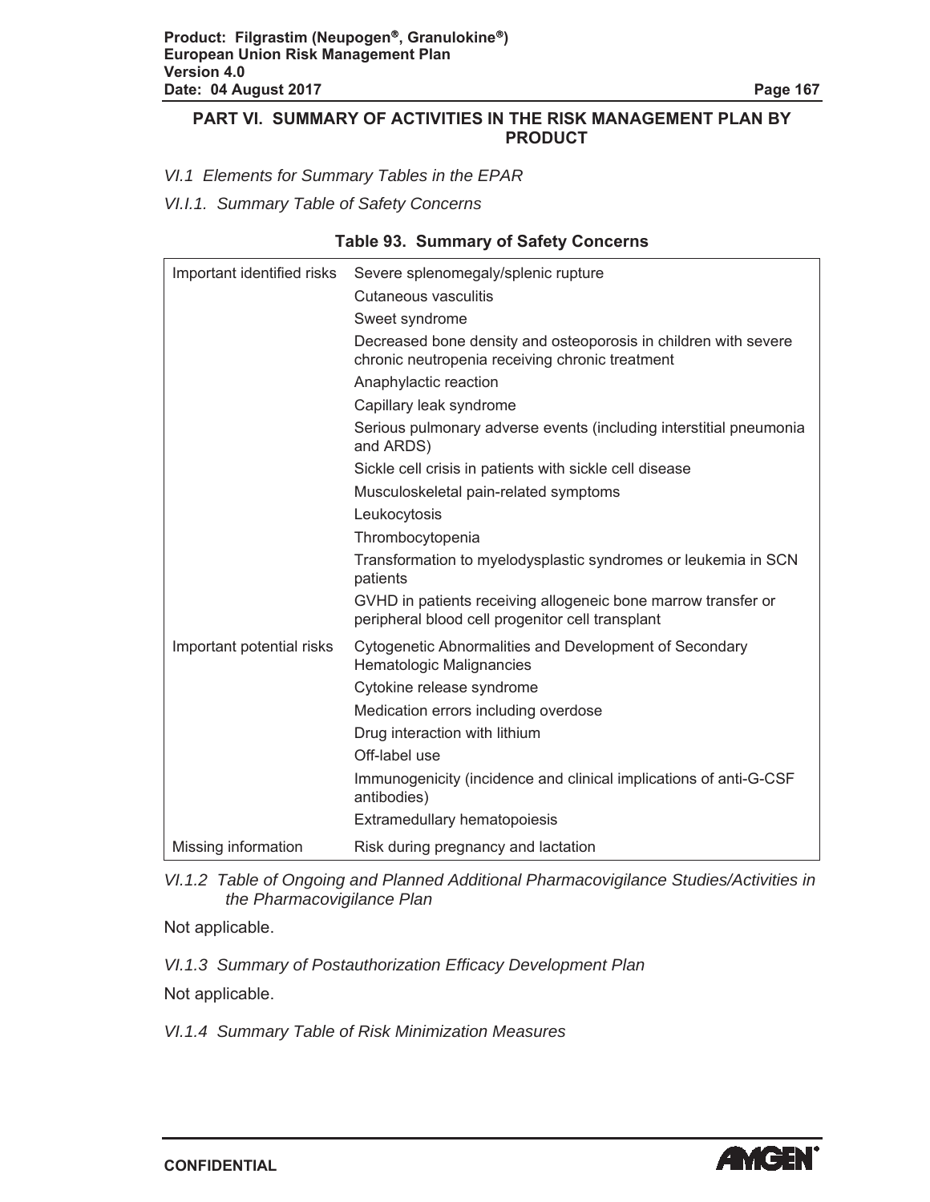# PART VI. SUMMARY OF ACTIVITIES IN THE RISK MANAGEMENT PLAN BY PRODUCT

*VI.1 Elements for Summary Tables in the EPAR*

*VI.I.1. Summary Table of Safety Concerns*

**Table 93. Summary of Safety Concerns**

| | |
|---|---|
| Important identified risks | Severe splenomegaly/splenic rupture |
| | Cutaneous vasculitis |
| | Sweet syndrome |
| | Decreased bone density and osteoporosis in children with severe chronic neutropenia receiving chronic treatment |
| | Anaphylactic reaction |
| | Capillary leak syndrome |
| | Serious pulmonary adverse events (including interstitial pneumonia and ARDS) |
| | Sickle cell crisis in patients with sickle cell disease |
| | Musculoskeletal pain-related symptoms |
| | Leukocytosis |
| | Thrombocytopenia |
| | Transformation to myelodysplastic syndromes or leukemia in SCN patients |
| | GVHD in patients receiving allogeneic bone marrow transfer or peripheral blood cell progenitor cell transplant |
| Important potential risks | Cytogenetic Abnormalities and Development of Secondary Hematologic Malignancies |
| | Cytokine release syndrome |
| | Medication errors including overdose |
| | Drug interaction with lithium |
| | Off-label use |
| | Immunogenicity (incidence and clinical implications of anti-G-CSF antibodies) |
| | Extramedullary hematopoiesis |
| Missing information | Risk during pregnancy and lactation |

*VI.1.2 Table of Ongoing and Planned Additional Pharmacovigilance Studies/Activities in the Pharmacovigilance Plan*

Not applicable.

*VI.1.3 Summary of Postauthorization Efficacy Development Plan*

Not applicable.

*VI.1.4 Summary Table of Risk Minimization Measures*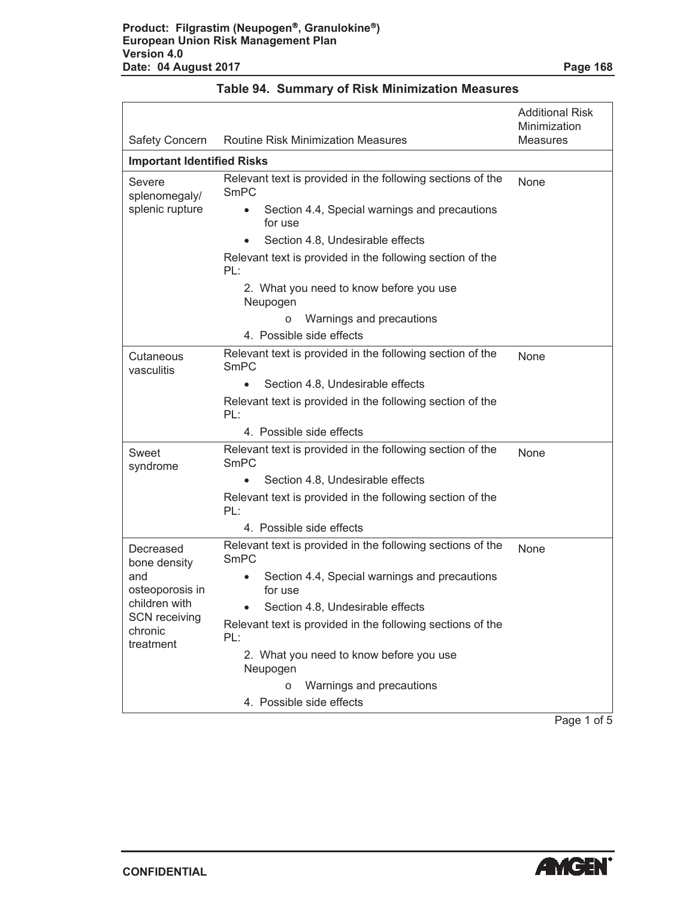**Table 94. Summary of Risk Minimization Measures**

| Safety Concern | Routine Risk Minimization Measures | Additional Risk Minimization Measures |
|---|---|---|
| **Important Identified Risks** | | |
| Severe splenomegaly/ splenic rupture | Relevant text is provided in the following sections of the SmPC<br>• Section 4.4, Special warnings and precautions for use<br>• Section 4.8, Undesirable effects<br>Relevant text is provided in the following section of the PL:<br>2. What you need to know before you use Neupogen<br>o Warnings and precautions<br>4. Possible side effects | None |
| Cutaneous vasculitis | Relevant text is provided in the following section of the SmPC<br>• Section 4.8, Undesirable effects<br>Relevant text is provided in the following section of the PL:<br>4. Possible side effects | None |
| Sweet syndrome | Relevant text is provided in the following section of the SmPC<br>• Section 4.8, Undesirable effects<br>Relevant text is provided in the following section of the PL:<br>4. Possible side effects | None |
| Decreased bone density and osteoporosis in children with SCN receiving chronic treatment | Relevant text is provided in the following sections of the SmPC<br>• Section 4.4, Special warnings and precautions for use<br>• Section 4.8, Undesirable effects<br>Relevant text is provided in the following sections of the PL:<br>2. What you need to know before you use Neupogen<br>o Warnings and precautions<br>4. Possible side effects | None |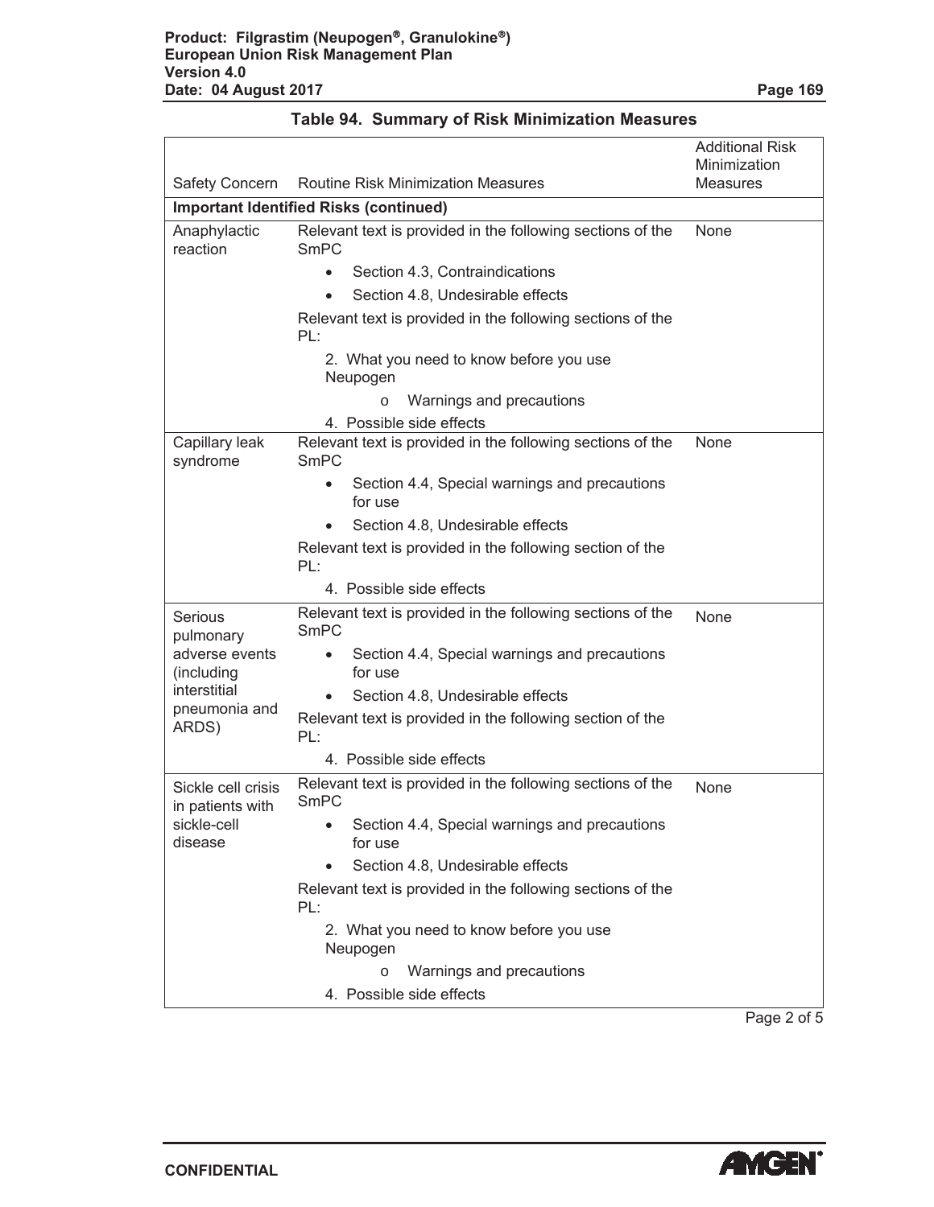**Table 94. Summary of Risk Minimization Measures**

| Safety Concern | Routine Risk Minimization Measures | Additional Risk Minimization Measures |
|---|---|---|
| **Important Identified Risks (continued)** | | |
| Anaphylactic reaction | Relevant text is provided in the following sections of the SmPC<br>• Section 4.3, Contraindications<br>• Section 4.8, Undesirable effects<br>Relevant text is provided in the following sections of the PL:<br>2. What you need to know before you use Neupogen<br>o Warnings and precautions<br>4. Possible side effects | None |
| Capillary leak syndrome | Relevant text is provided in the following sections of the SmPC<br>• Section 4.4, Special warnings and precautions for use<br>• Section 4.8, Undesirable effects<br>Relevant text is provided in the following section of the PL:<br>4. Possible side effects | None |
| Serious pulmonary adverse events (including interstitial pneumonia and ARDS) | Relevant text is provided in the following sections of the SmPC<br>• Section 4.4, Special warnings and precautions for use<br>• Section 4.8, Undesirable effects<br>Relevant text is provided in the following section of the PL:<br>4. Possible side effects | None |
| Sickle cell crisis in patients with sickle-cell disease | Relevant text is provided in the following sections of the SmPC<br>• Section 4.4, Special warnings and precautions for use<br>• Section 4.8, Undesirable effects<br>Relevant text is provided in the following sections of the PL:<br>2. What you need to know before you use Neupogen<br>o Warnings and precautions<br>4. Possible side effects | None |

Page 2 of 5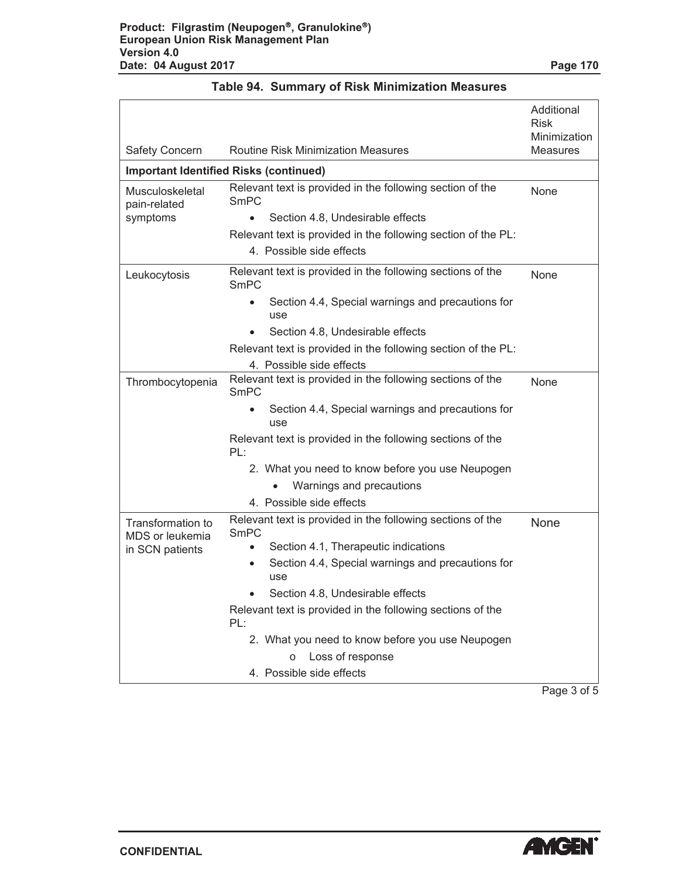**Table 94. Summary of Risk Minimization Measures**

| Safety Concern | Routine Risk Minimization Measures | Additional Risk Minimization Measures |
|---|---|---|
| **Important Identified Risks (continued)** | | |
| Musculoskeletal pain-related symptoms | Relevant text is provided in the following section of the SmPC<br>• Section 4.8, Undesirable effects<br>Relevant text is provided in the following section of the PL:<br>4. Possible side effects | None |
| Leukocytosis | Relevant text is provided in the following sections of the SmPC<br>• Section 4.4, Special warnings and precautions for use<br>• Section 4.8, Undesirable effects<br>Relevant text is provided in the following section of the PL:<br>4. Possible side effects | None |
| Thrombocytopenia | Relevant text is provided in the following sections of the SmPC<br>• Section 4.4, Special warnings and precautions for use<br>Relevant text is provided in the following sections of the PL:<br>2. What you need to know before you use Neupogen<br>• Warnings and precautions<br>4. Possible side effects | None |
| Transformation to MDS or leukemia in SCN patients | Relevant text is provided in the following sections of the SmPC<br>• Section 4.1, Therapeutic indications<br>• Section 4.4, Special warnings and precautions for use<br>• Section 4.8, Undesirable effects<br>Relevant text is provided in the following sections of the PL:<br>2. What you need to know before you use Neupogen<br>o Loss of response<br>4. Possible side effects | None |

Page 3 of 5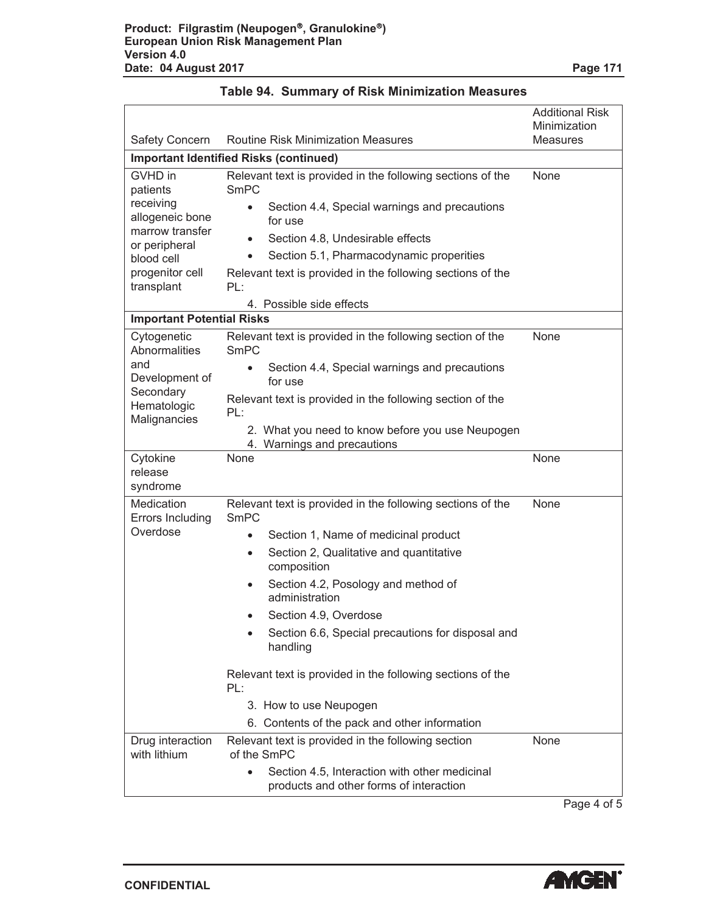**Table 94. Summary of Risk Minimization Measures**

| Safety Concern | Routine Risk Minimization Measures | Additional Risk Minimization Measures |
|---|---|---|
| **Important Identified Risks (continued)** | | |
| GVHD in patients receiving allogeneic bone marrow transfer or peripheral blood cell progenitor cell transplant | Relevant text is provided in the following sections of the SmPC<br>• Section 4.4, Special warnings and precautions for use<br>• Section 4.8, Undesirable effects<br>• Section 5.1, Pharmacodynamic properities<br>Relevant text is provided in the following sections of the PL:<br>4. Possible side effects | None |
| **Important Potential Risks** | | |
| Cytogenetic Abnormalities and Development of Secondary Hematologic Malignancies | Relevant text is provided in the following section of the SmPC<br>• Section 4.4, Special warnings and precautions for use<br>Relevant text is provided in the following section of the PL:<br>2. What you need to know before you use Neupogen<br>4. Warnings and precautions | None |
| Cytokine release syndrome | None | None |
| Medication Errors Including Overdose | Relevant text is provided in the following sections of the SmPC<br>• Section 1, Name of medicinal product<br>• Section 2, Qualitative and quantitative composition<br>• Section 4.2, Posology and method of administration<br>• Section 4.9, Overdose<br>• Section 6.6, Special precautions for disposal and handling<br>Relevant text is provided in the following sections of the PL:<br>3. How to use Neupogen<br>6. Contents of the pack and other information | None |
| Drug interaction with lithium | Relevant text is provided in the following section of the SmPC<br>• Section 4.5, Interaction with other medicinal products and other forms of interaction | None |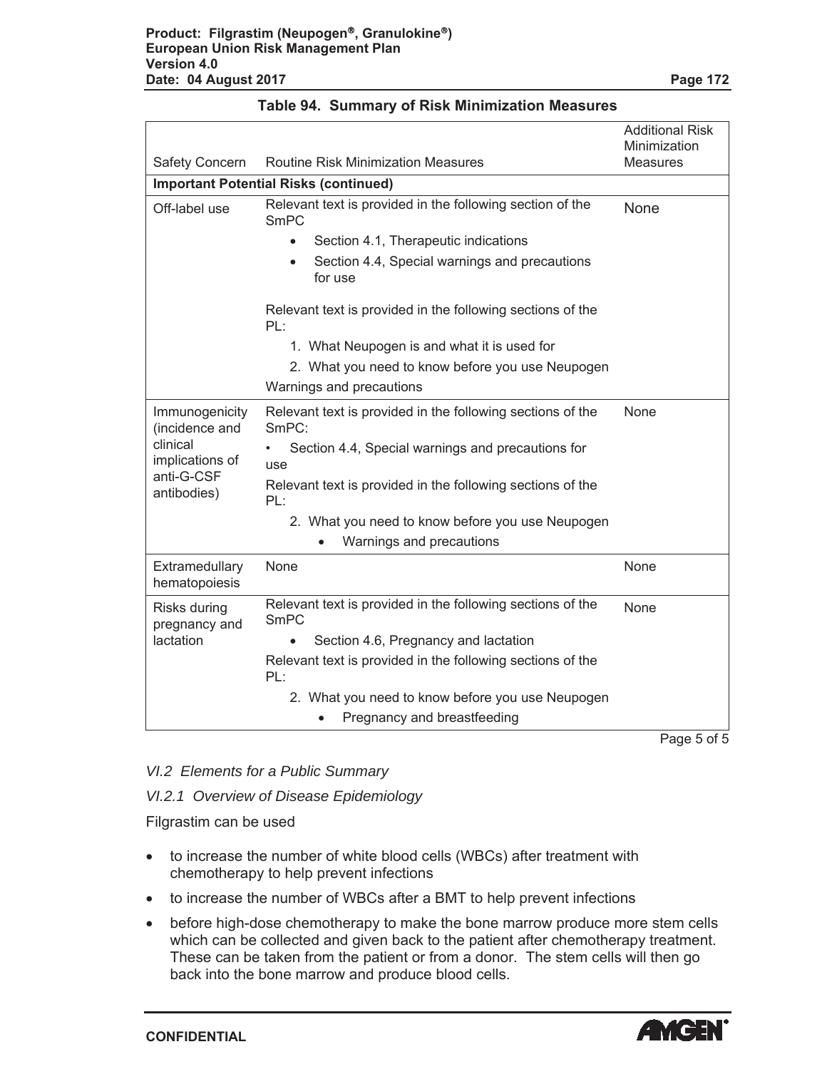**Table 94. Summary of Risk Minimization Measures**

| Safety Concern | Routine Risk Minimization Measures | Additional Risk Minimization Measures |
|---|---|---|
| **Important Potential Risks (continued)** | | |
| Off-label use | Relevant text is provided in the following section of the SmPC<br>• Section 4.1, Therapeutic indications<br>• Section 4.4, Special warnings and precautions for use<br><br>Relevant text is provided in the following sections of the PL:<br>1. What Neupogen is and what it is used for<br>2. What you need to know before you use Neupogen<br>Warnings and precautions | None |
| Immunogenicity (incidence and clinical implications of anti-G-CSF antibodies) | Relevant text is provided in the following sections of the SmPC:<br>• Section 4.4, Special warnings and precautions for use<br>Relevant text is provided in the following sections of the PL:<br>2. What you need to know before you use Neupogen<br>• Warnings and precautions | None |
| Extramedullary hematopoiesis | None | None |
| Risks during pregnancy and lactation | Relevant text is provided in the following sections of the SmPC<br>• Section 4.6, Pregnancy and lactation<br>Relevant text is provided in the following sections of the PL:<br>2. What you need to know before you use Neupogen<br>• Pregnancy and breastfeeding | None |

Page 5 of 5

*VI.2 Elements for a Public Summary*

*VI.2.1 Overview of Disease Epidemiology*

Filgrastim can be used

- to increase the number of white blood cells (WBCs) after treatment with chemotherapy to help prevent infections
- to increase the number of WBCs after a BMT to help prevent infections
- before high-dose chemotherapy to make the bone marrow produce more stem cells which can be collected and given back to the patient after chemotherapy treatment. These can be taken from the patient or from a donor. The stem cells will then go back into the bone marrow and produce blood cells.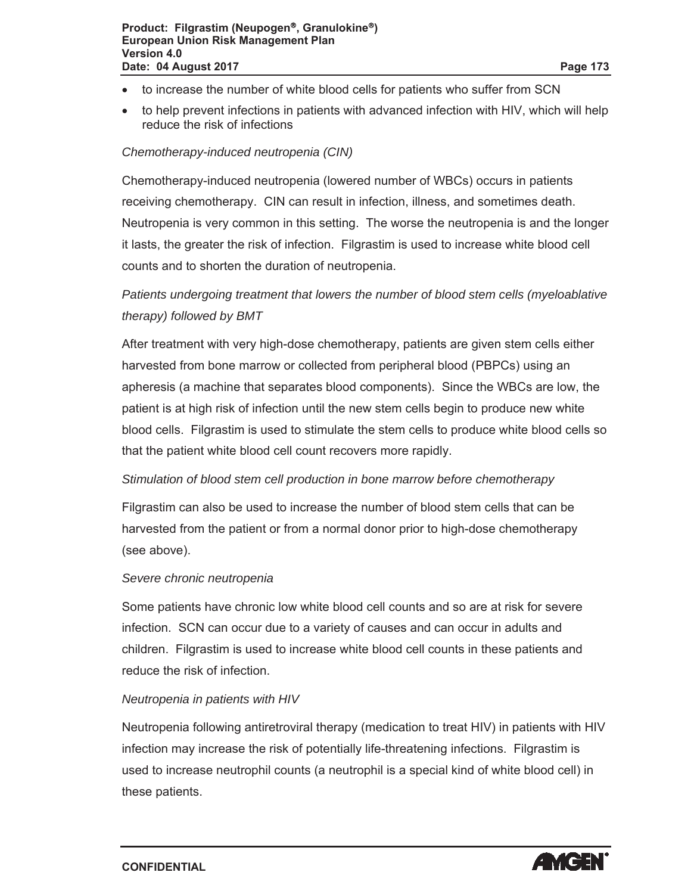- to increase the number of white blood cells for patients who suffer from SCN
- to help prevent infections in patients with advanced infection with HIV, which will help reduce the risk of infections

*Chemotherapy-induced neutropenia (CIN)*

Chemotherapy-induced neutropenia (lowered number of WBCs) occurs in patients receiving chemotherapy. CIN can result in infection, illness, and sometimes death. Neutropenia is very common in this setting. The worse the neutropenia is and the longer it lasts, the greater the risk of infection. Filgrastim is used to increase white blood cell counts and to shorten the duration of neutropenia.

*Patients undergoing treatment that lowers the number of blood stem cells (myeloablative therapy) followed by BMT*

After treatment with very high-dose chemotherapy, patients are given stem cells either harvested from bone marrow or collected from peripheral blood (PBPCs) using an apheresis (a machine that separates blood components). Since the WBCs are low, the patient is at high risk of infection until the new stem cells begin to produce new white blood cells. Filgrastim is used to stimulate the stem cells to produce white blood cells so that the patient white blood cell count recovers more rapidly.

*Stimulation of blood stem cell production in bone marrow before chemotherapy*

Filgrastim can also be used to increase the number of blood stem cells that can be harvested from the patient or from a normal donor prior to high-dose chemotherapy (see above).

*Severe chronic neutropenia*

Some patients have chronic low white blood cell counts and so are at risk for severe infection. SCN can occur due to a variety of causes and can occur in adults and children. Filgrastim is used to increase white blood cell counts in these patients and reduce the risk of infection.

*Neutropenia in patients with HIV*

Neutropenia following antiretroviral therapy (medication to treat HIV) in patients with HIV infection may increase the risk of potentially life-threatening infections. Filgrastim is used to increase neutrophil counts (a neutrophil is a special kind of white blood cell) in these patients.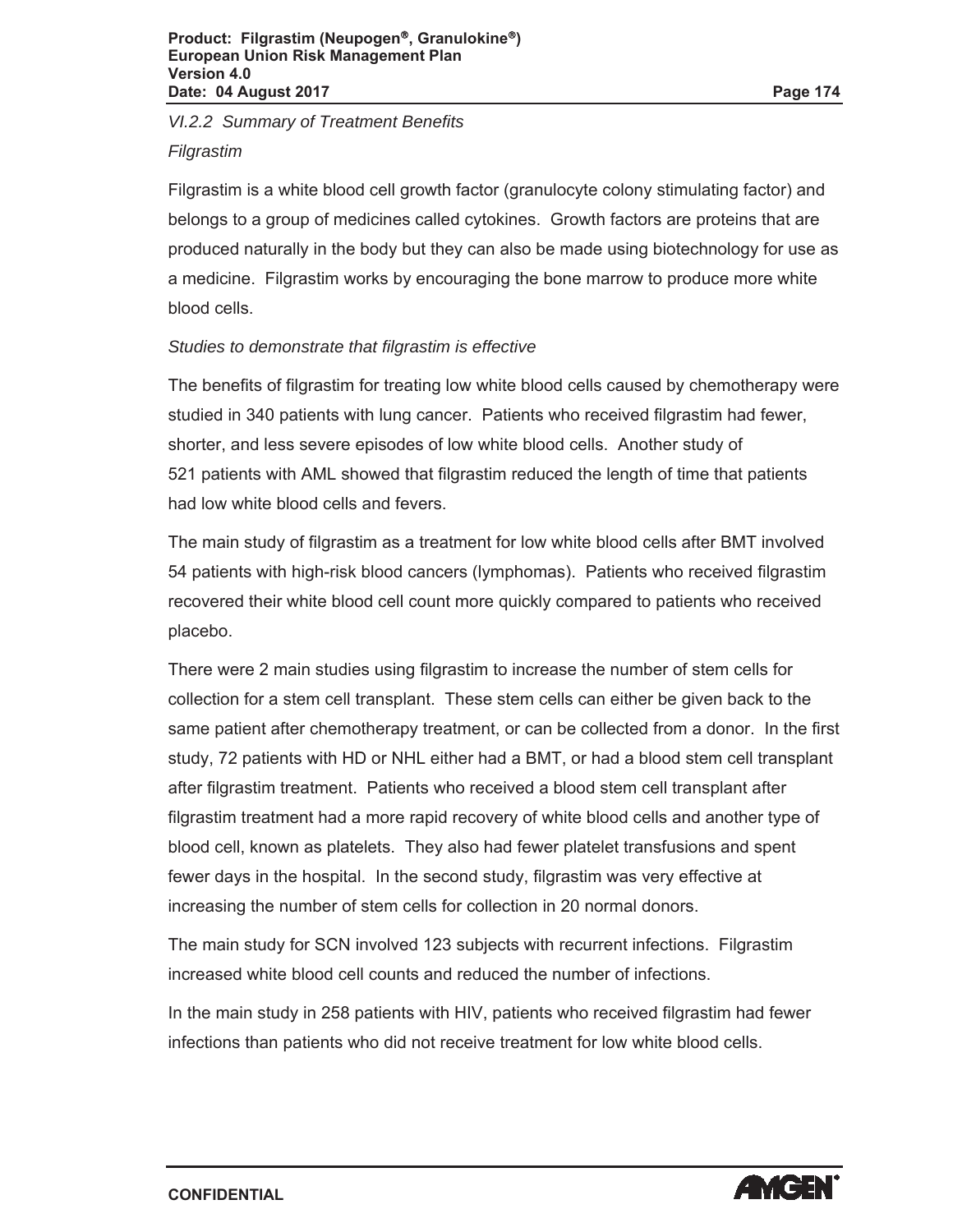*VI.2.2 Summary of Treatment Benefits*

*Filgrastim*

Filgrastim is a white blood cell growth factor (granulocyte colony stimulating factor) and belongs to a group of medicines called cytokines. Growth factors are proteins that are produced naturally in the body but they can also be made using biotechnology for use as a medicine. Filgrastim works by encouraging the bone marrow to produce more white blood cells.

*Studies to demonstrate that filgrastim is effective*

The benefits of filgrastim for treating low white blood cells caused by chemotherapy were studied in 340 patients with lung cancer. Patients who received filgrastim had fewer, shorter, and less severe episodes of low white blood cells. Another study of 521 patients with AML showed that filgrastim reduced the length of time that patients had low white blood cells and fevers.

The main study of filgrastim as a treatment for low white blood cells after BMT involved 54 patients with high-risk blood cancers (lymphomas). Patients who received filgrastim recovered their white blood cell count more quickly compared to patients who received placebo.

There were 2 main studies using filgrastim to increase the number of stem cells for collection for a stem cell transplant. These stem cells can either be given back to the same patient after chemotherapy treatment, or can be collected from a donor. In the first study, 72 patients with HD or NHL either had a BMT, or had a blood stem cell transplant after filgrastim treatment. Patients who received a blood stem cell transplant after filgrastim treatment had a more rapid recovery of white blood cells and another type of blood cell, known as platelets. They also had fewer platelet transfusions and spent fewer days in the hospital. In the second study, filgrastim was very effective at increasing the number of stem cells for collection in 20 normal donors.

The main study for SCN involved 123 subjects with recurrent infections. Filgrastim increased white blood cell counts and reduced the number of infections.

In the main study in 258 patients with HIV, patients who received filgrastim had fewer infections than patients who did not receive treatment for low white blood cells.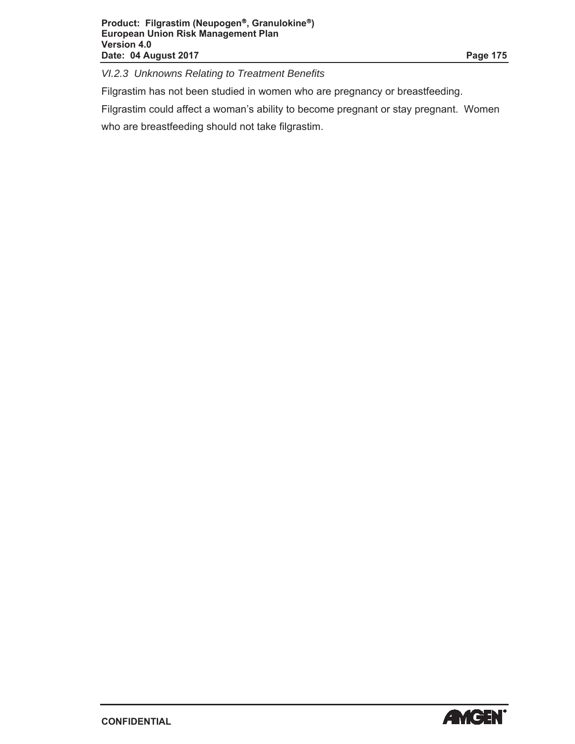*VI.2.3 Unknowns Relating to Treatment Benefits*

Filgrastim has not been studied in women who are pregnancy or breastfeeding.

Filgrastim could affect a woman's ability to become pregnant or stay pregnant. Women who are breastfeeding should not take filgrastim.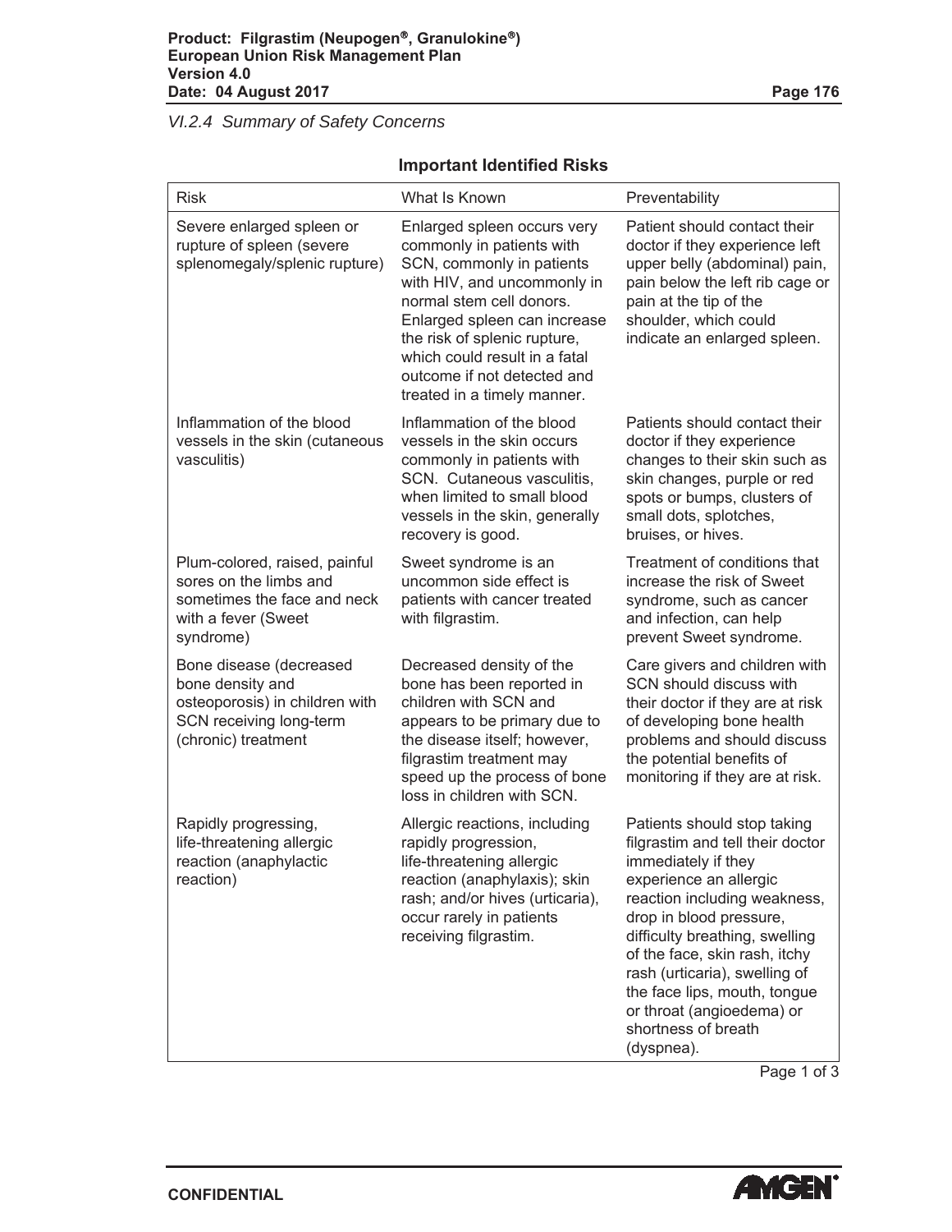*VI.2.4 Summary of Safety Concerns*

**Important Identified Risks**

| Risk | What Is Known | Preventability |
| --- | --- | --- |
| Severe enlarged spleen or rupture of spleen (severe splenomegaly/splenic rupture) | Enlarged spleen occurs very commonly in patients with SCN, commonly in patients with HIV, and uncommonly in normal stem cell donors. Enlarged spleen can increase the risk of splenic rupture, which could result in a fatal outcome if not detected and treated in a timely manner. | Patient should contact their doctor if they experience left upper belly (abdominal) pain, pain below the left rib cage or pain at the tip of the shoulder, which could indicate an enlarged spleen. |
| Inflammation of the blood vessels in the skin (cutaneous vasculitis) | Inflammation of the blood vessels in the skin occurs commonly in patients with SCN. Cutaneous vasculitis, when limited to small blood vessels in the skin, generally recovery is good. | Patients should contact their doctor if they experience changes to their skin such as skin changes, purple or red spots or bumps, clusters of small dots, splotches, bruises, or hives. |
| Plum-colored, raised, painful sores on the limbs and sometimes the face and neck with a fever (Sweet syndrome) | Sweet syndrome is an uncommon side effect is patients with cancer treated with filgrastim. | Treatment of conditions that increase the risk of Sweet syndrome, such as cancer and infection, can help prevent Sweet syndrome. |
| Bone disease (decreased bone density and osteoporosis) in children with SCN receiving long-term (chronic) treatment | Decreased density of the bone has been reported in children with SCN and appears to be primary due to the disease itself; however, filgrastim treatment may speed up the process of bone loss in children with SCN. | Care givers and children with SCN should discuss with their doctor if they are at risk of developing bone health problems and should discuss the potential benefits of monitoring if they are at risk. |
| Rapidly progressing, life-threatening allergic reaction (anaphylactic reaction) | Allergic reactions, including rapidly progression, life-threatening allergic reaction (anaphylaxis); skin rash; and/or hives (urticaria), occur rarely in patients receiving filgrastim. | Patients should stop taking filgrastim and tell their doctor immediately if they experience an allergic reaction including weakness, drop in blood pressure, difficulty breathing, swelling of the face, skin rash, itchy rash (urticaria), swelling of the face lips, mouth, tongue or throat (angioedema) or shortness of breath (dyspnea). |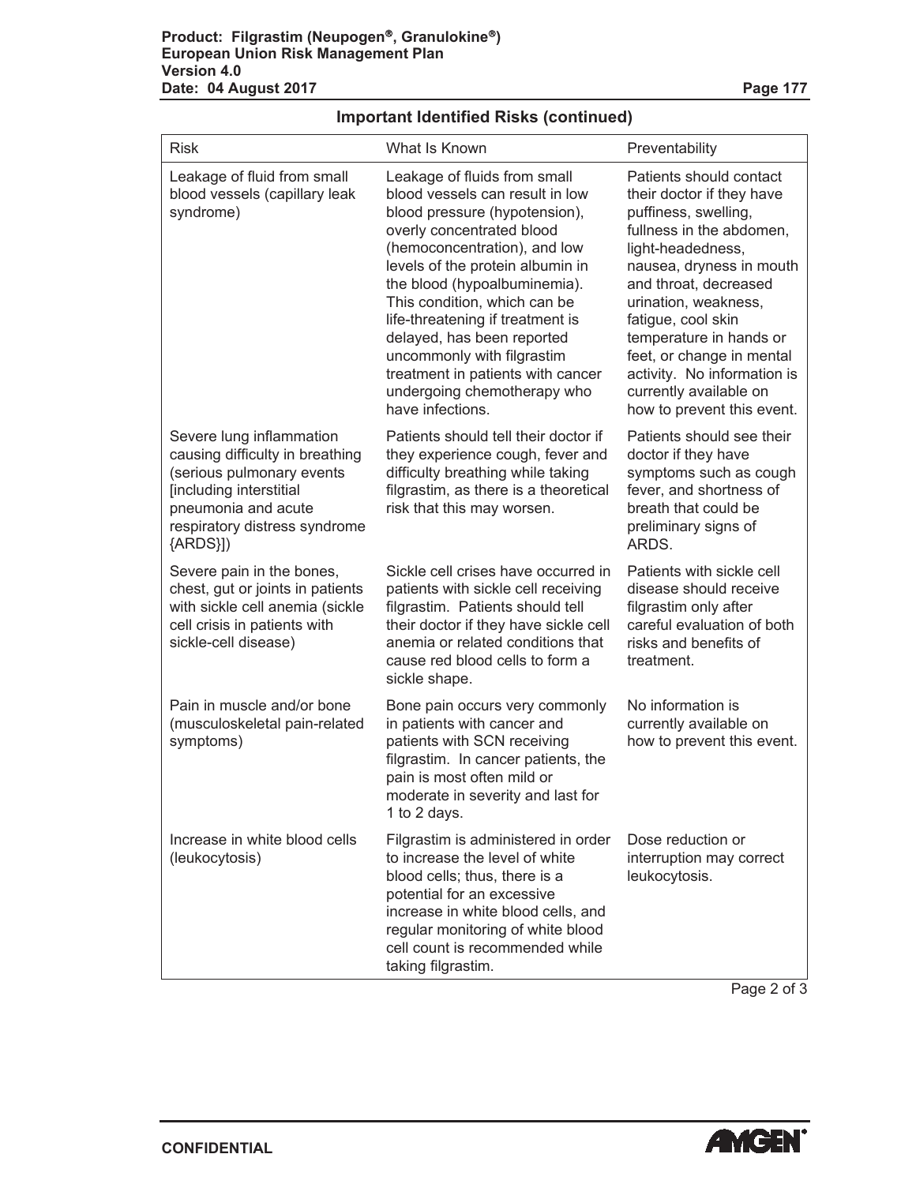## Important Identified Risks (continued)

| Risk | What Is Known | Preventability |
|---|---|---|
| Leakage of fluid from small blood vessels (capillary leak syndrome) | Leakage of fluids from small blood vessels can result in low blood pressure (hypotension), overly concentrated blood (hemoconcentration), and low levels of the protein albumin in the blood (hypoalbuminemia). This condition, which can be life-threatening if treatment is delayed, has been reported uncommonly with filgrastim treatment in patients with cancer undergoing chemotherapy who have infections. | Patients should contact their doctor if they have puffiness, swelling, fullness in the abdomen, light-headedness, nausea, dryness in mouth and throat, decreased urination, weakness, fatigue, cool skin temperature in hands or feet, or change in mental activity. No information is currently available on how to prevent this event. |
| Severe lung inflammation causing difficulty in breathing (serious pulmonary events [including interstitial pneumonia and acute respiratory distress syndrome {ARDS}]) | Patients should tell their doctor if they experience cough, fever and difficulty breathing while taking filgrastim, as there is a theoretical risk that this may worsen. | Patients should see their doctor if they have symptoms such as cough fever, and shortness of breath that could be preliminary signs of ARDS. |
| Severe pain in the bones, chest, gut or joints in patients with sickle cell anemia (sickle cell crisis in patients with sickle-cell disease) | Sickle cell crises have occurred in patients with sickle cell receiving filgrastim. Patients should tell their doctor if they have sickle cell anemia or related conditions that cause red blood cells to form a sickle shape. | Patients with sickle cell disease should receive filgrastim only after careful evaluation of both risks and benefits of treatment. |
| Pain in muscle and/or bone (musculoskeletal pain-related symptoms) | Bone pain occurs very commonly in patients with cancer and patients with SCN receiving filgrastim. In cancer patients, the pain is most often mild or moderate in severity and last for 1 to 2 days. | No information is currently available on how to prevent this event. |
| Increase in white blood cells (leukocytosis) | Filgrastim is administered in order to increase the level of white blood cells; thus, there is a potential for an excessive increase in white blood cells, and regular monitoring of white blood cell count is recommended while taking filgrastim. | Dose reduction or interruption may correct leukocytosis. |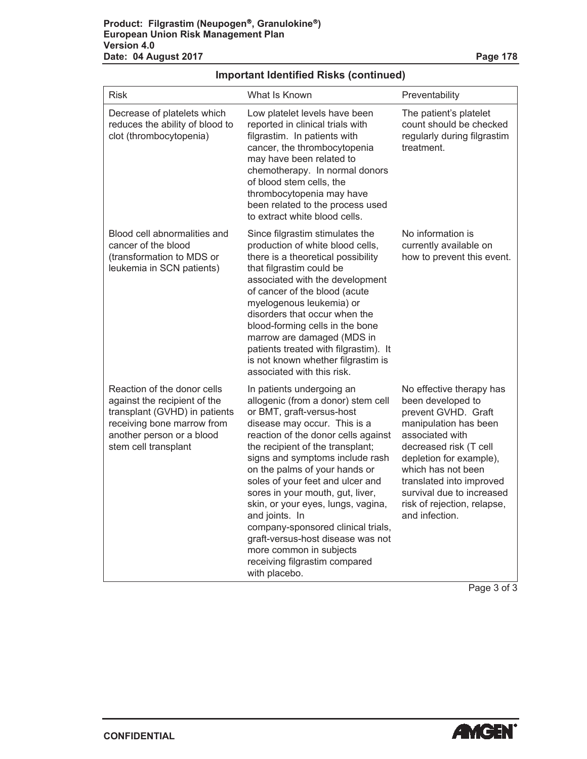## Important Identified Risks (continued)

| Risk | What Is Known | Preventability |
|---|---|---|
| Decrease of platelets which reduces the ability of blood to clot (thrombocytopenia) | Low platelet levels have been reported in clinical trials with filgrastim. In patients with cancer, the thrombocytopenia may have been related to chemotherapy. In normal donors of blood stem cells, the thrombocytopenia may have been related to the process used to extract white blood cells. | The patient's platelet count should be checked regularly during filgrastim treatment. |
| Blood cell abnormalities and cancer of the blood (transformation to MDS or leukemia in SCN patients) | Since filgrastim stimulates the production of white blood cells, there is a theoretical possibility that filgrastim could be associated with the development of cancer of the blood (acute myelogenous leukemia) or disorders that occur when the blood-forming cells in the bone marrow are damaged (MDS in patients treated with filgrastim). It is not known whether filgrastim is associated with this risk. | No information is currently available on how to prevent this event. |
| Reaction of the donor cells against the recipient of the transplant (GVHD) in patients receiving bone marrow from another person or a blood stem cell transplant | In patients undergoing an allogenic (from a donor) stem cell or BMT, graft-versus-host disease may occur. This is a reaction of the donor cells against the recipient of the transplant; signs and symptoms include rash on the palms of your hands or soles of your feet and ulcer and sores in your mouth, gut, liver, skin, or your eyes, lungs, vagina, and joints. In company-sponsored clinical trials, graft-versus-host disease was not more common in subjects receiving filgrastim compared with placebo. | No effective therapy has been developed to prevent GVHD. Graft manipulation has been associated with decreased risk (T cell depletion for example), which has not been translated into improved survival due to increased risk of rejection, relapse, and infection. |

Page 3 of 3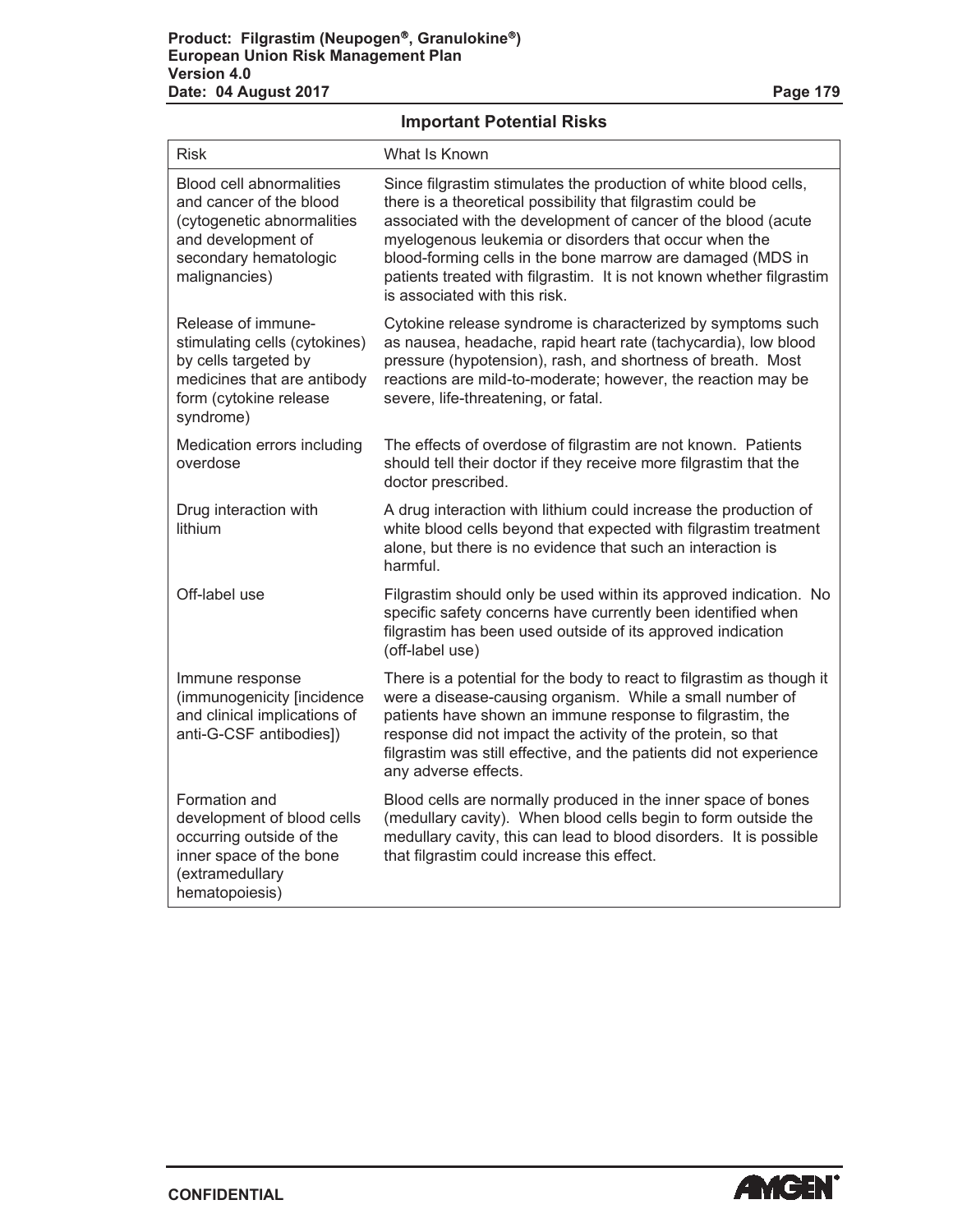## Important Potential Risks

| Risk | What Is Known |
|---|---|
| Blood cell abnormalities and cancer of the blood (cytogenetic abnormalities and development of secondary hematologic malignancies) | Since filgrastim stimulates the production of white blood cells, there is a theoretical possibility that filgrastim could be associated with the development of cancer of the blood (acute myelogenous leukemia or disorders that occur when the blood-forming cells in the bone marrow are damaged (MDS in patients treated with filgrastim. It is not known whether filgrastim is associated with this risk. |
| Release of immune-stimulating cells (cytokines) by cells targeted by medicines that are antibody form (cytokine release syndrome) | Cytokine release syndrome is characterized by symptoms such as nausea, headache, rapid heart rate (tachycardia), low blood pressure (hypotension), rash, and shortness of breath. Most reactions are mild-to-moderate; however, the reaction may be severe, life-threatening, or fatal. |
| Medication errors including overdose | The effects of overdose of filgrastim are not known. Patients should tell their doctor if they receive more filgrastim that the doctor prescribed. |
| Drug interaction with lithium | A drug interaction with lithium could increase the production of white blood cells beyond that expected with filgrastim treatment alone, but there is no evidence that such an interaction is harmful. |
| Off-label use | Filgrastim should only be used within its approved indication. No specific safety concerns have currently been identified when filgrastim has been used outside of its approved indication (off-label use) |
| Immune response (immunogenicity [incidence and clinical implications of anti-G-CSF antibodies]) | There is a potential for the body to react to filgrastim as though it were a disease-causing organism. While a small number of patients have shown an immune response to filgrastim, the response did not impact the activity of the protein, so that filgrastim was still effective, and the patients did not experience any adverse effects. |
| Formation and development of blood cells occurring outside of the inner space of the bone (extramedullary hematopoiesis) | Blood cells are normally produced in the inner space of bones (medullary cavity). When blood cells begin to form outside the medullary cavity, this can lead to blood disorders. It is possible that filgrastim could increase this effect. |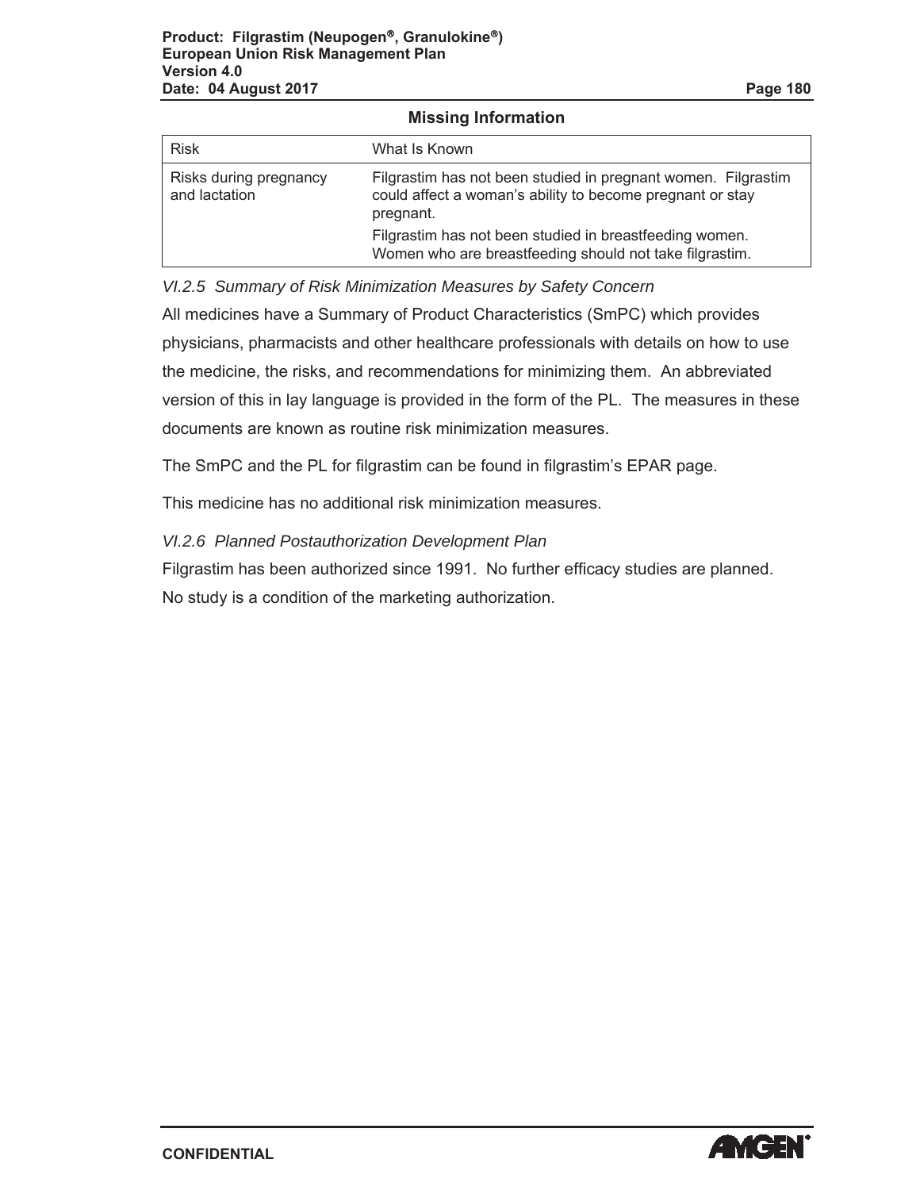**Missing Information**

| Risk | What Is Known |
|---|---|
| Risks during pregnancy and lactation | Filgrastim has not been studied in pregnant women. Filgrastim could affect a woman's ability to become pregnant or stay pregnant.<br>Filgrastim has not been studied in breastfeeding women. Women who are breastfeeding should not take filgrastim. |

### *VI.2.5 Summary of Risk Minimization Measures by Safety Concern*

All medicines have a Summary of Product Characteristics (SmPC) which provides physicians, pharmacists and other healthcare professionals with details on how to use the medicine, the risks, and recommendations for minimizing them. An abbreviated version of this in lay language is provided in the form of the PL. The measures in these documents are known as routine risk minimization measures.

The SmPC and the PL for filgrastim can be found in filgrastim's EPAR page.

This medicine has no additional risk minimization measures.

### *VI.2.6 Planned Postauthorization Development Plan*

Filgrastim has been authorized since 1991. No further efficacy studies are planned. No study is a condition of the marketing authorization.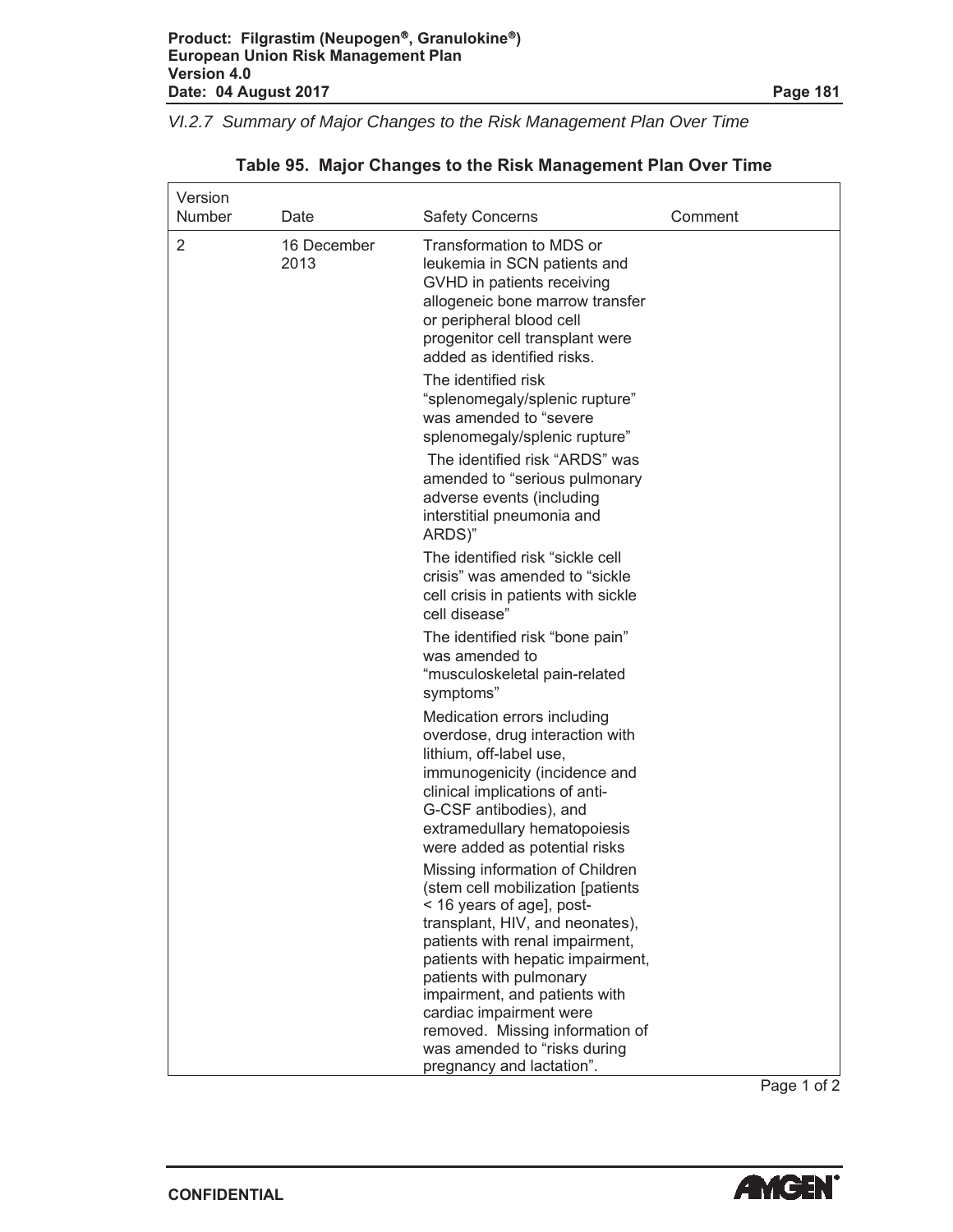*VI.2.7 Summary of Major Changes to the Risk Management Plan Over Time*

**Table 95. Major Changes to the Risk Management Plan Over Time**

| Version Number | Date | Safety Concerns | Comment |
|---|---|---|---|
| 2 | 16 December 2013 | Transformation to MDS or leukemia in SCN patients and GVHD in patients receiving allogeneic bone marrow transfer or peripheral blood cell progenitor cell transplant were added as identified risks.<br><br>The identified risk "splenomegaly/splenic rupture" was amended to "severe splenomegaly/splenic rupture"<br><br>The identified risk "ARDS" was amended to "serious pulmonary adverse events (including interstitial pneumonia and ARDS)"<br><br>The identified risk "sickle cell crisis" was amended to "sickle cell crisis in patients with sickle cell disease"<br><br>The identified risk "bone pain" was amended to "musculoskeletal pain-related symptoms"<br><br>Medication errors including overdose, drug interaction with lithium, off-label use, immunogenicity (incidence and clinical implications of anti-G-CSF antibodies), and extramedullary hematopoiesis were added as potential risks<br><br>Missing information of Children (stem cell mobilization [patients < 16 years of age], post-transplant, HIV, and neonates), patients with renal impairment, patients with hepatic impairment, patients with pulmonary impairment, and patients with cardiac impairment were removed. Missing information of was amended to "risks during pregnancy and lactation". | |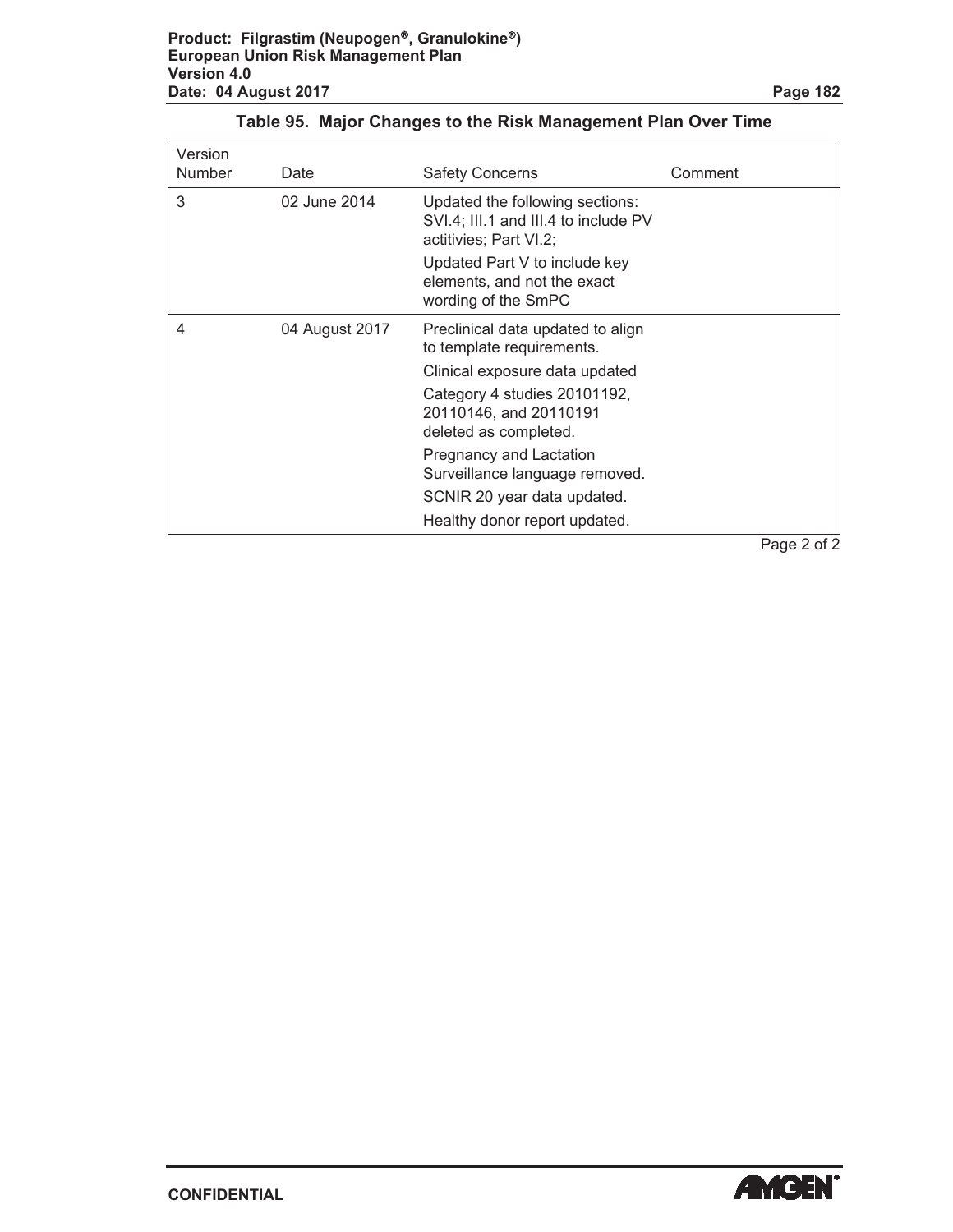**Table 95. Major Changes to the Risk Management Plan Over Time**

| Version Number | Date | Safety Concerns | Comment |
|---|---|---|---|
| 3 | 02 June 2014 | Updated the following sections: SVI.4; III.1 and III.4 to include PV actitivies; Part VI.2;<br><br>Updated Part V to include key elements, and not the exact wording of the SmPC | |
| 4 | 04 August 2017 | Preclinical data updated to align to template requirements.<br><br>Clinical exposure data updated<br><br>Category 4 studies 20101192, 20110146, and 20110191 deleted as completed.<br><br>Pregnancy and Lactation Surveillance language removed.<br><br>SCNIR 20 year data updated.<br><br>Healthy donor report updated. | |

Page 2 of 2

CONFIDENTIAL